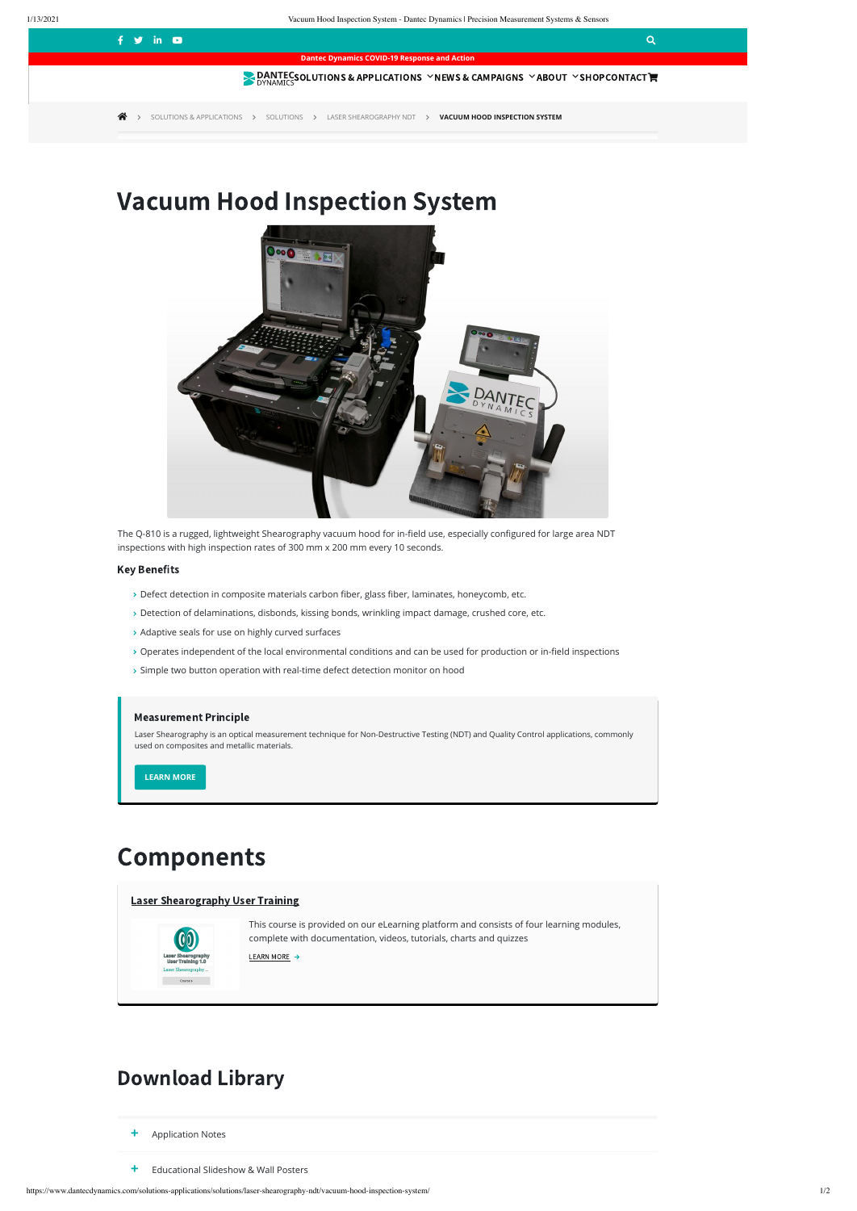Dantec Dynamics COVID-19 Response and Action

SOLUTIONS & APPLICATIONS  NEWS & CAMPAIGNS  ABOUT  SHOP  CONTACT

SOLUTIONS & APPLICATIONS > SOLUTIONS > LASER SHEAROGRAPHY NDT > VACUUM HOOD INSPECTION SYSTEM

# Vacuum Hood Inspection System

The Q-810 is a rugged, lightweight Shearography vacuum hood for in-field use, especially configured for large area NDT inspections with high inspection rates of 300 mm x 200 mm every 10 seconds.

### Key Benefits

- Defect detection in composite materials carbon fiber, glass fiber, laminates, honeycomb, etc.
- Detection of delaminations, disbonds, kissing bonds, wrinkling impact damage, crushed core, etc.
- Adaptive seals for use on highly curved surfaces
- Operates independent of the local environmental conditions and can be used for production or in-field inspections
- Simple two button operation with real-time defect detection monitor on hood

### Measurement Principle

Laser Shearography is an optical measurement technique for Non-Destructive Testing (NDT) and Quality Control applications, commonly used on composites and metallic materials.

LEARN MORE

## Components

### Laser Shearography User Training

This course is provided on our eLearning platform and consists of four learning modules, complete with documentation, videos, tutorials, charts and quizzes

LEARN MORE

## Download Library

+ Application Notes

+ Educational Slideshow & Wall Posters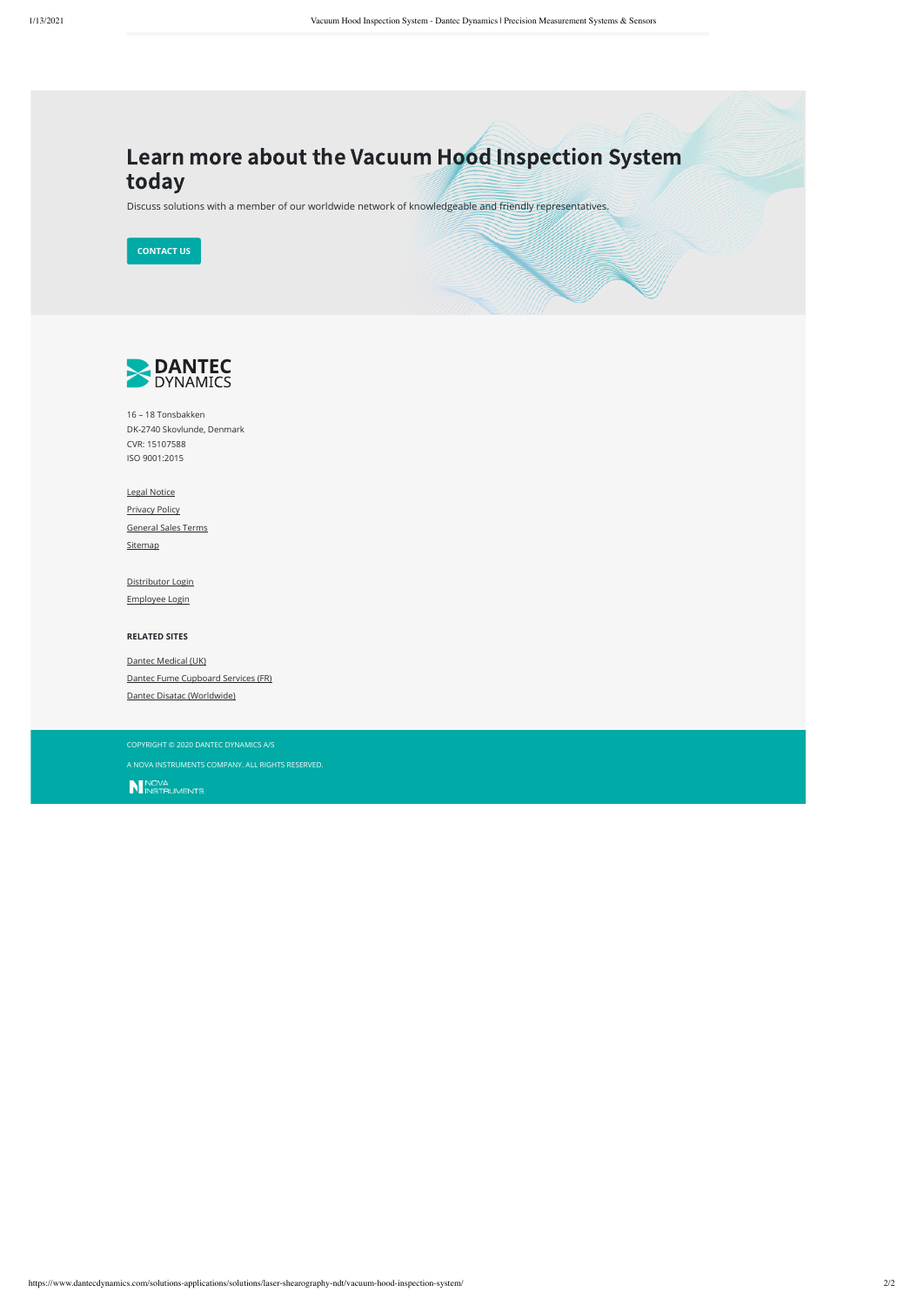# Learn more about the Vacuum Hood Inspection System today

Discuss solutions with a member of our worldwide network of knowledgeable and friendly representatives.

**CONTACT US**

DANTEC DYNAMICS

16 – 18 Tonsbakken
DK-2740 Skovlunde, Denmark
CVR: 15107588
ISO 9001:2015

Legal Notice
Privacy Policy
General Sales Terms
Sitemap

Distributor Login
Employee Login

**RELATED SITES**

Dantec Medical (UK)
Dantec Fume Cupboard Services (FR)
Dantec Disatac (Worldwide)

COPYRIGHT © 2020 DANTEC DYNAMICS A/S

A NOVA INSTRUMENTS COMPANY. ALL RIGHTS RESERVED.

NOVA INSTRUMENTS